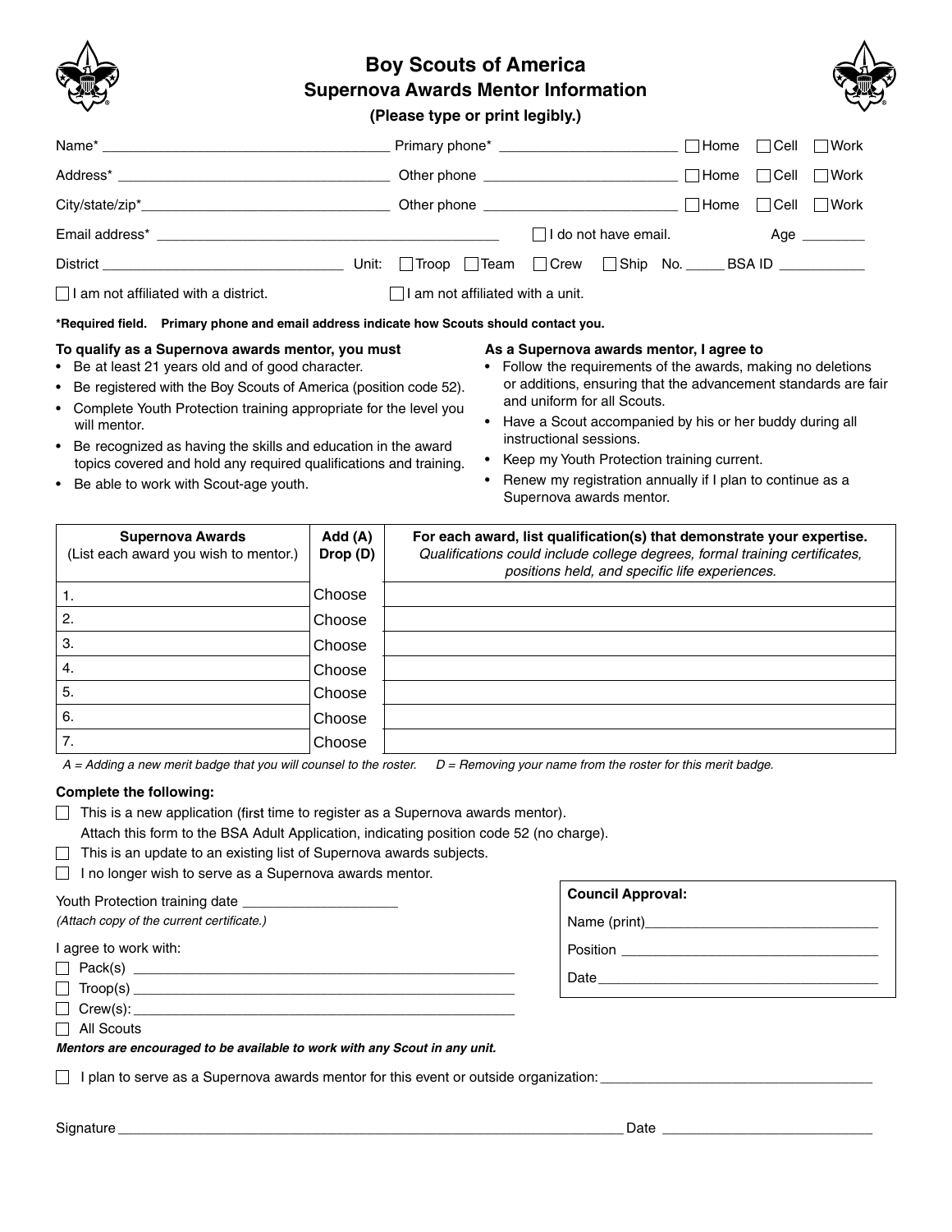# Boy Scouts of America
## Supernova Awards Mentor Information

**(Please type or print legibly.)**

Name* ___________________________ Primary phone* ____________________ ☐ Home ☐ Cell ☐ Work

Address* ___________________________ Other phone ____________________ ☐ Home ☐ Cell ☐ Work

City/state/zip* ___________________________ Other phone ____________________ ☐ Home ☐ Cell ☐ Work

Email address* ___________________________ ☐ I do not have email. Age ________

District ____________________ Unit: ☐ Troop ☐ Team ☐ Crew ☐ Ship No. _____ BSA ID ___________

☐ I am not affiliated with a district. ☐ I am not affiliated with a unit.

**\*Required field. Primary phone and email address indicate how Scouts should contact you.**

**To qualify as a Supernova awards mentor, you must**

- Be at least 21 years old and of good character.
- Be registered with the Boy Scouts of America (position code 52).
- Complete Youth Protection training appropriate for the level you will mentor.
- Be recognized as having the skills and education in the award topics covered and hold any required qualifications and training.
- Be able to work with Scout-age youth.

**As a Supernova awards mentor, I agree to**

- Follow the requirements of the awards, making no deletions or additions, ensuring that the advancement standards are fair and uniform for all Scouts.
- Have a Scout accompanied by his or her buddy during all instructional sessions.
- Keep my Youth Protection training current.
- Renew my registration annually if I plan to continue as a Supernova awards mentor.

| **Supernova Awards** (List each award you wish to mentor.) | **Add (A) Drop (D)** | **For each award, list qualification(s) that demonstrate your expertise.** *Qualifications could include college degrees, formal training certificates, positions held, and specific life experiences.* |
|---|---|---|
| 1. | Choose | |
| 2. | Choose | |
| 3. | Choose | |
| 4. | Choose | |
| 5. | Choose | |
| 6. | Choose | |
| 7. | Choose | |

*A = Adding a new merit badge that you will counsel to the roster. D = Removing your name from the roster for this merit badge.*

**Complete the following:**

☐ This is a new application (first time to register as a Supernova awards mentor). Attach this form to the BSA Adult Application, indicating position code 52 (no charge).

☐ This is an update to an existing list of Supernova awards subjects.

☐ I no longer wish to serve as a Supernova awards mentor.

Youth Protection training date ____________________

*(Attach copy of the current certificate.)*

I agree to work with:

☐ Pack(s) ____________________

☐ Troop(s) ____________________

☐ Crew(s): ____________________

☐ All Scouts

***Mentors are encouraged to be available to work with any Scout in any unit.***

**Council Approval:**

Name (print) ____________________

Position ____________________

Date ____________________

☐ I plan to serve as a Supernova awards mentor for this event or outside organization: ____________________

Signature ________________________________ Date ____________________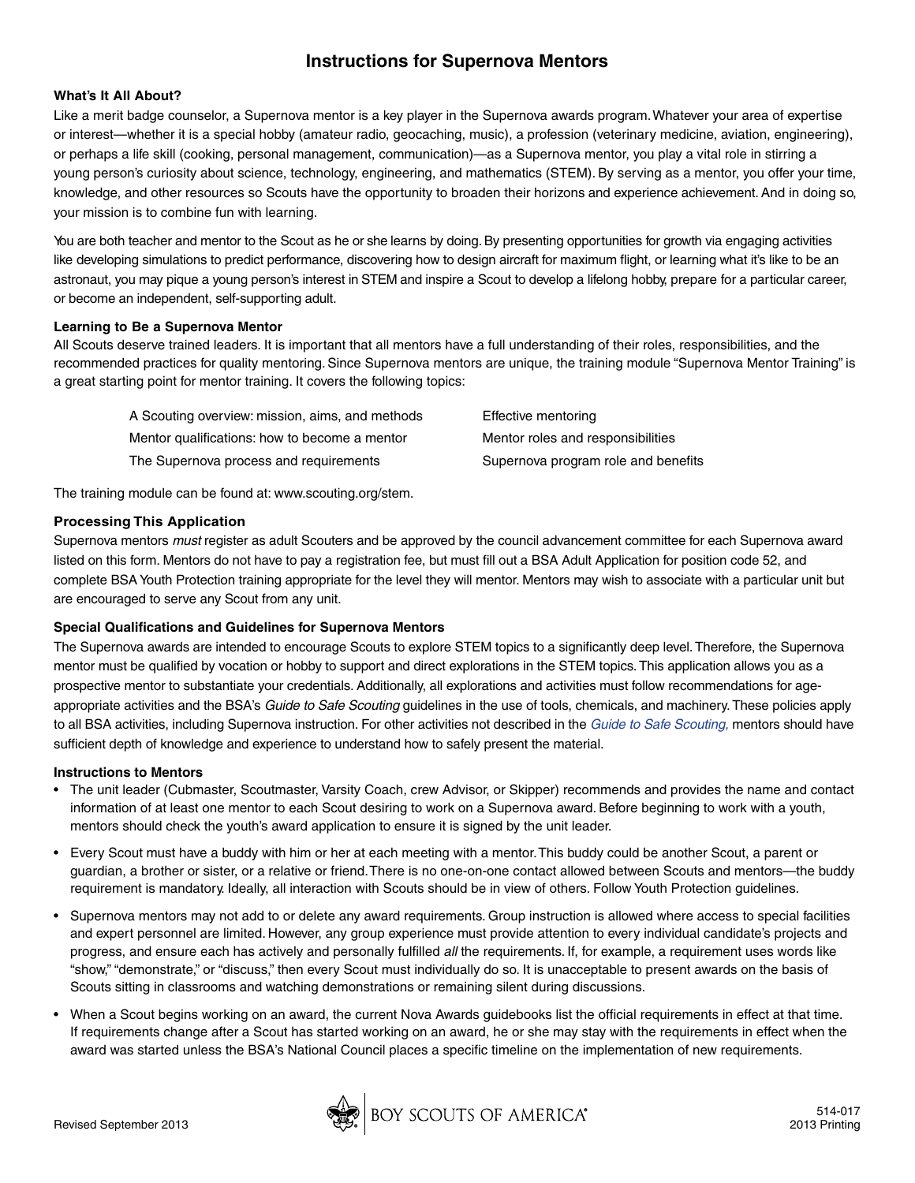# Instructions for Supernova Mentors

### What's It All About?

Like a merit badge counselor, a Supernova mentor is a key player in the Supernova awards program. Whatever your area of expertise or interest—whether it is a special hobby (amateur radio, geocaching, music), a profession (veterinary medicine, aviation, engineering), or perhaps a life skill (cooking, personal management, communication)—as a Supernova mentor, you play a vital role in stirring a young person's curiosity about science, technology, engineering, and mathematics (STEM). By serving as a mentor, you offer your time, knowledge, and other resources so Scouts have the opportunity to broaden their horizons and experience achievement. And in doing so, your mission is to combine fun with learning.

You are both teacher and mentor to the Scout as he or she learns by doing. By presenting opportunities for growth via engaging activities like developing simulations to predict performance, discovering how to design aircraft for maximum flight, or learning what it's like to be an astronaut, you may pique a young person's interest in STEM and inspire a Scout to develop a lifelong hobby, prepare for a particular career, or become an independent, self-supporting adult.

### Learning to Be a Supernova Mentor

All Scouts deserve trained leaders. It is important that all mentors have a full understanding of their roles, responsibilities, and the recommended practices for quality mentoring. Since Supernova mentors are unique, the training module "Supernova Mentor Training" is a great starting point for mentor training. It covers the following topics:

- A Scouting overview: mission, aims, and methods
- Mentor qualifications: how to become a mentor
- The Supernova process and requirements
- Effective mentoring
- Mentor roles and responsibilities
- Supernova program role and benefits

The training module can be found at: www.scouting.org/stem.

### Processing This Application

Supernova mentors *must* register as adult Scouters and be approved by the council advancement committee for each Supernova award listed on this form. Mentors do not have to pay a registration fee, but must fill out a BSA Adult Application for position code 52, and complete BSA Youth Protection training appropriate for the level they will mentor. Mentors may wish to associate with a particular unit but are encouraged to serve any Scout from any unit.

### Special Qualifications and Guidelines for Supernova Mentors

The Supernova awards are intended to encourage Scouts to explore STEM topics to a significantly deep level. Therefore, the Supernova mentor must be qualified by vocation or hobby to support and direct explorations in the STEM topics. This application allows you as a prospective mentor to substantiate your credentials. Additionally, all explorations and activities must follow recommendations for age-appropriate activities and the BSA's *Guide to Safe Scouting* guidelines in the use of tools, chemicals, and machinery. These policies apply to all BSA activities, including Supernova instruction. For other activities not described in the *Guide to Safe Scouting,* mentors should have sufficient depth of knowledge and experience to understand how to safely present the material.

### Instructions to Mentors

- The unit leader (Cubmaster, Scoutmaster, Varsity Coach, crew Advisor, or Skipper) recommends and provides the name and contact information of at least one mentor to each Scout desiring to work on a Supernova award. Before beginning to work with a youth, mentors should check the youth's award application to ensure it is signed by the unit leader.
- Every Scout must have a buddy with him or her at each meeting with a mentor. This buddy could be another Scout, a parent or guardian, a brother or sister, or a relative or friend. There is no one-on-one contact allowed between Scouts and mentors—the buddy requirement is mandatory. Ideally, all interaction with Scouts should be in view of others. Follow Youth Protection guidelines.
- Supernova mentors may not add to or delete any award requirements. Group instruction is allowed where access to special facilities and expert personnel are limited. However, any group experience must provide attention to every individual candidate's projects and progress, and ensure each has actively and personally fulfilled *all* the requirements. If, for example, a requirement uses words like "show," "demonstrate," or "discuss," then every Scout must individually do so. It is unacceptable to present awards on the basis of Scouts sitting in classrooms and watching demonstrations or remaining silent during discussions.
- When a Scout begins working on an award, the current Nova Awards guidebooks list the official requirements in effect at that time. If requirements change after a Scout has started working on an award, he or she may stay with the requirements in effect when the award was started unless the BSA's National Council places a specific timeline on the implementation of new requirements.

Revised September 2013

BOY SCOUTS OF AMERICA

514-017
2013 Printing